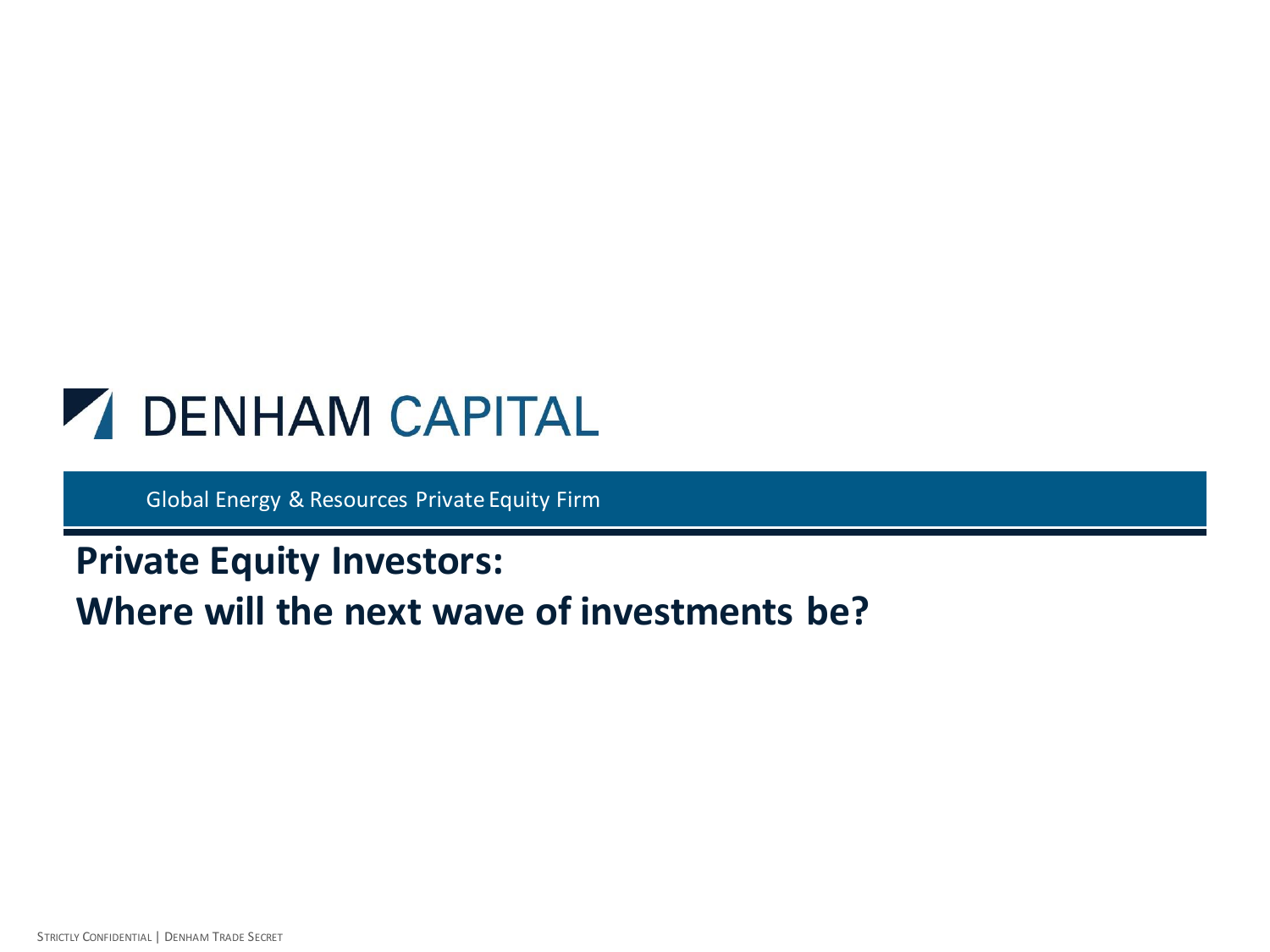# DENHAM CAPITAL

Global Energy & Resources Private Equity Firm

## Private Equity Investors:
## Where will the next wave of investments be?

STRICTLY CONFIDENTIAL | DENHAM TRADE SECRET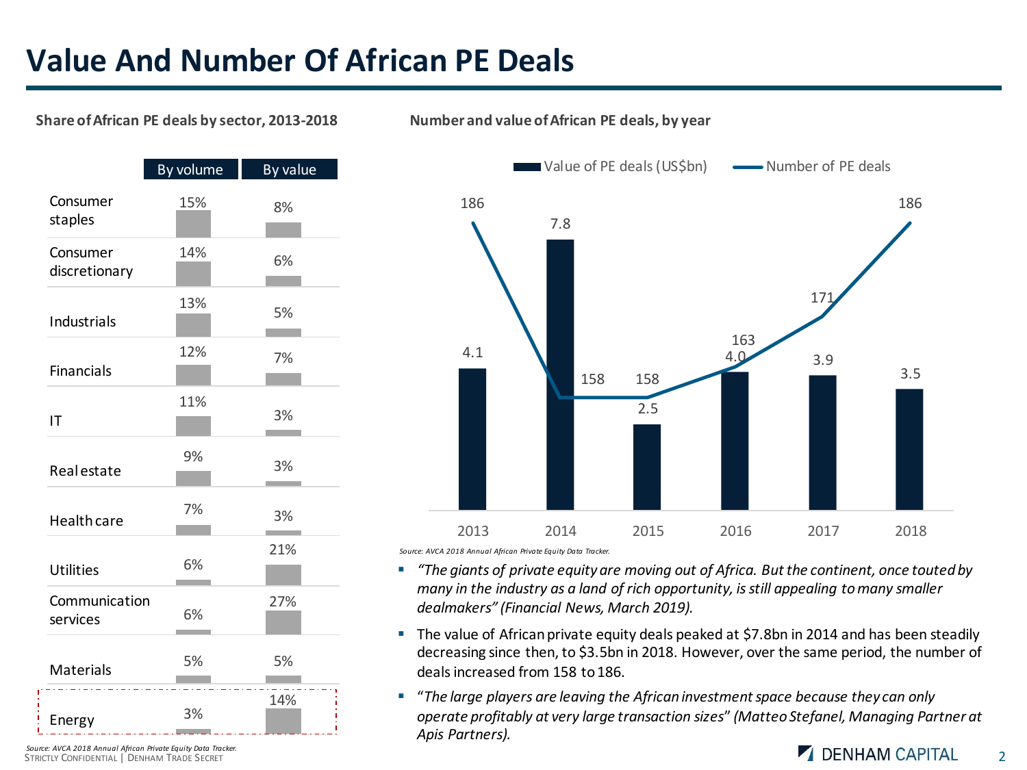# Value And Number Of African PE Deals

**Share of African PE deals by sector, 2013-2018**

| Sector | By volume | By value |
|---|---|---|
| Consumer staples | 15% | 8% |
| Consumer discretionary | 14% | 6% |
| Industrials | 13% | 5% |
| Financials | 12% | 7% |
| IT | 11% | 3% |
| Real estate | 9% | 3% |
| Health care | 7% | 3% |
| Utilities | 6% | 21% |
| Communication services | 6% | 27% |
| Materials | 5% | 5% |
| Energy | 3% | 14% |

*Source: AVCA 2018 Annual African Private Equity Data Tracker.*

**Number and value of African PE deals, by year**

| Year | Value of PE deals (US$bn) | Number of PE deals |
|---|---|---|
| 2013 | 4.1 | 186 |
| 2014 | 7.8 | 158 |
| 2015 | 2.5 | 158 |
| 2016 | 4.0 | 163 |
| 2017 | 3.9 | 171 |
| 2018 | 3.5 | 186 |

*Source: AVCA 2018 Annual African Private Equity Data Tracker.*

- *"The giants of private equity are moving out of Africa. But the continent, once touted by many in the industry as a land of rich opportunity, is still appealing to many smaller dealmakers" (Financial News, March 2019).*
- The value of African private equity deals peaked at $7.8bn in 2014 and has been steadily decreasing since then, to $3.5bn in 2018. However, over the same period, the number of deals increased from 158 to 186.
- "*The large players are leaving the African investment space because they can only operate profitably at very large transaction sizes*" *(Matteo Stefanel, Managing Partner at Apis Partners).*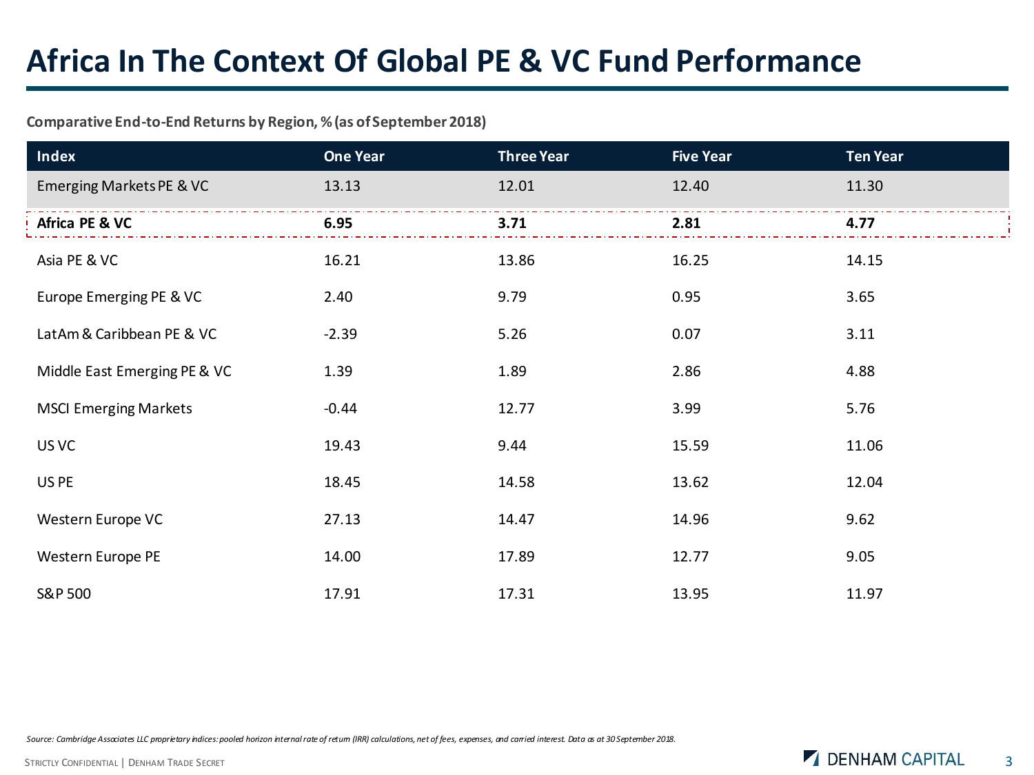# Africa In The Context Of Global PE & VC Fund Performance

**Comparative End-to-End Returns by Region, % (as of September 2018)**

| Index | One Year | Three Year | Five Year | Ten Year |
|---|---|---|---|---|
| Emerging Markets PE & VC | 13.13 | 12.01 | 12.40 | 11.30 |
| **Africa PE & VC** | **6.95** | **3.71** | **2.81** | **4.77** |
| Asia PE & VC | 16.21 | 13.86 | 16.25 | 14.15 |
| Europe Emerging PE & VC | 2.40 | 9.79 | 0.95 | 3.65 |
| LatAm & Caribbean PE & VC | -2.39 | 5.26 | 0.07 | 3.11 |
| Middle East Emerging PE & VC | 1.39 | 1.89 | 2.86 | 4.88 |
| MSCI Emerging Markets | -0.44 | 12.77 | 3.99 | 5.76 |
| US VC | 19.43 | 9.44 | 15.59 | 11.06 |
| US PE | 18.45 | 14.58 | 13.62 | 12.04 |
| Western Europe VC | 27.13 | 14.47 | 14.96 | 9.62 |
| Western Europe PE | 14.00 | 17.89 | 12.77 | 9.05 |
| S&P 500 | 17.91 | 17.31 | 13.95 | 11.97 |

*Source: Cambridge Associates LLC proprietary indices: pooled horizon internal rate of return (IRR) calculations, net of fees, expenses, and carried interest. Data as at 30 September 2018.*

STRICTLY CONFIDENTIAL | DENHAM TRADE SECRET

DENHAM CAPITAL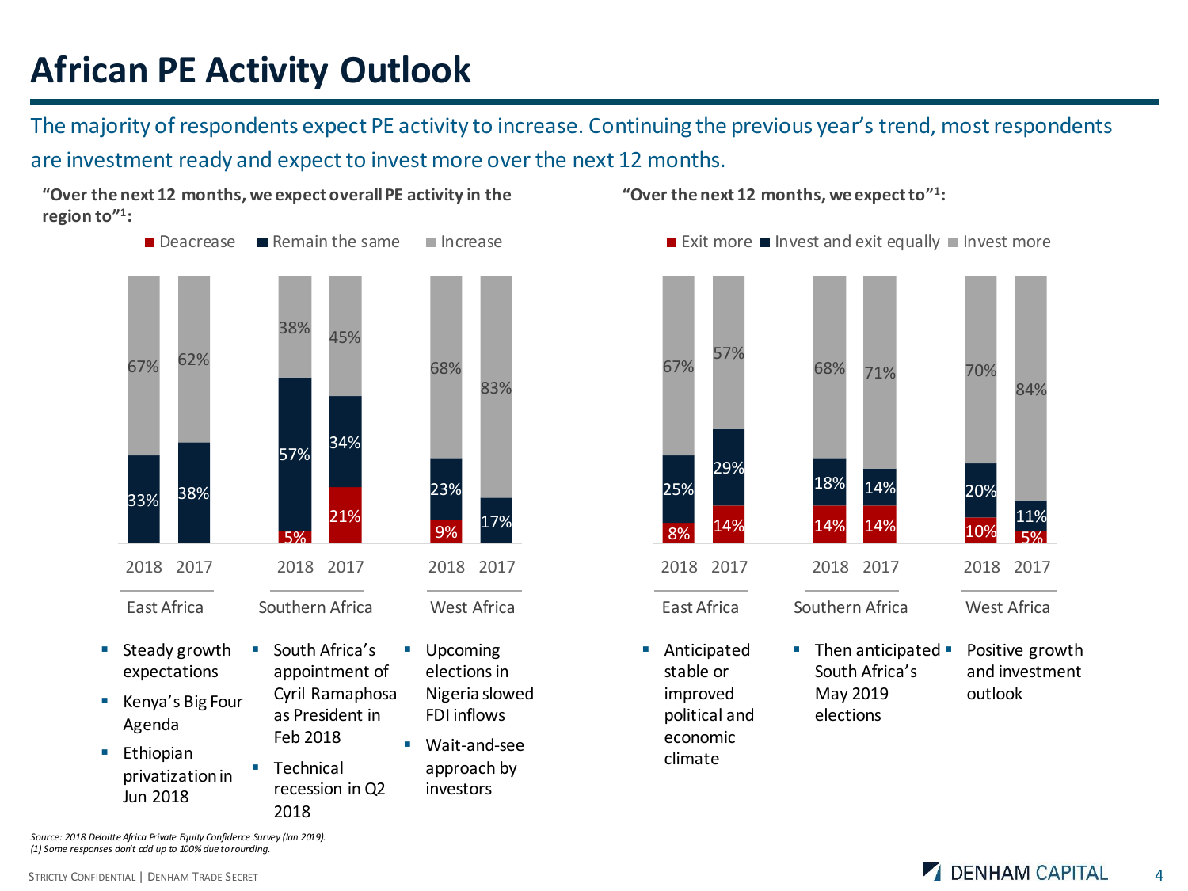# African PE Activity Outlook

The majority of respondents expect PE activity to increase. Continuing the previous year's trend, most respondents are investment ready and expect to invest more over the next 12 months.

**"Over the next 12 months, we expect overall PE activity in the region to"[1]:**

| Region | Year | Deacrease | Remain the same | Increase |
| --- | --- | --- | --- | --- |
| East Africa | 2018 | | 33% | 67% |
| East Africa | 2017 | | 38% | 62% |
| Southern Africa | 2018 | 5% | 57% | 38% |
| Southern Africa | 2017 | 21% | 34% | 45% |
| West Africa | 2018 | 9% | 23% | 68% |
| West Africa | 2017 | | 17% | 83% |

East Africa:
- Steady growth expectations
- Kenya's Big Four Agenda
- Ethiopian privatization in Jun 2018

Southern Africa:
- South Africa's appointment of Cyril Ramaphosa as President in Feb 2018
- Technical recession in Q2 2018

West Africa:
- Upcoming elections in Nigeria slowed FDI inflows
- Wait-and-see approach by investors

**"Over the next 12 months, we expect to"[1]:**

| Region | Year | Exit more | Invest and exit equally | Invest more |
| --- | --- | --- | --- | --- |
| East Africa | 2018 | 8% | 25% | 67% |
| East Africa | 2017 | 14% | 29% | 57% |
| Southern Africa | 2018 | 14% | 18% | 68% |
| Southern Africa | 2017 | 14% | 14% | 71% |
| West Africa | 2018 | 10% | 20% | 70% |
| West Africa | 2017 | 5% | 11% | 84% |

East Africa:
- Anticipated stable or improved political and economic climate

Southern Africa:
- Then anticipated South Africa's May 2019 elections

West Africa:
- Positive growth and investment outlook

*Source: 2018 Deloitte Africa Private Equity Confidence Survey (Jan 2019).*
*(1) Some responses don't add up to 100% due to rounding.*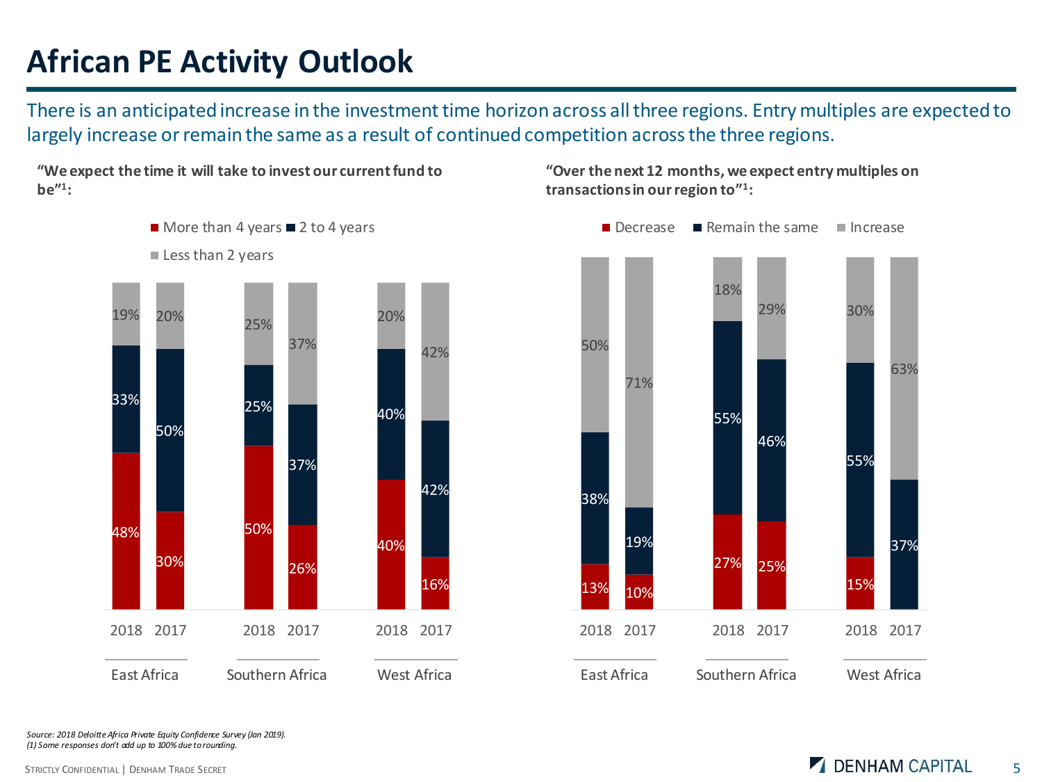# African PE Activity Outlook

There is an anticipated increase in the investment time horizon across all three regions. Entry multiples are expected to largely increase or remain the same as a result of continued competition across the three regions.

**"We expect the time it will take to invest our current fund to be"[1]:**

| Region | Year | More than 4 years | 2 to 4 years | Less than 2 years |
| --- | --- | --- | --- | --- |
| East Africa | 2018 | 48% | 33% | 19% |
| East Africa | 2017 | 30% | 50% | 20% |
| Southern Africa | 2018 | 50% | 25% | 25% |
| Southern Africa | 2017 | 26% | 37% | 37% |
| West Africa | 2018 | 40% | 40% | 20% |
| West Africa | 2017 | 16% | 42% | 42% |

**"Over the next 12 months, we expect entry multiples on transactions in our region to"[1]:**

| Region | Year | Decrease | Remain the same | Increase |
| --- | --- | --- | --- | --- |
| East Africa | 2018 | 13% | 38% | 50% |
| East Africa | 2017 | 10% | 19% | 71% |
| Southern Africa | 2018 | 27% | 55% | 18% |
| Southern Africa | 2017 | 25% | 46% | 29% |
| West Africa | 2018 | 15% | 55% | 30% |
| West Africa | 2017 | | 37% | 63% |

*Source: 2018 Deloitte Africa Private Equity Confidence Survey (Jan 2019).*
*(1) Some responses don't add up to 100% due to rounding.*

STRICTLY CONFIDENTIAL | DENHAM TRADE SECRET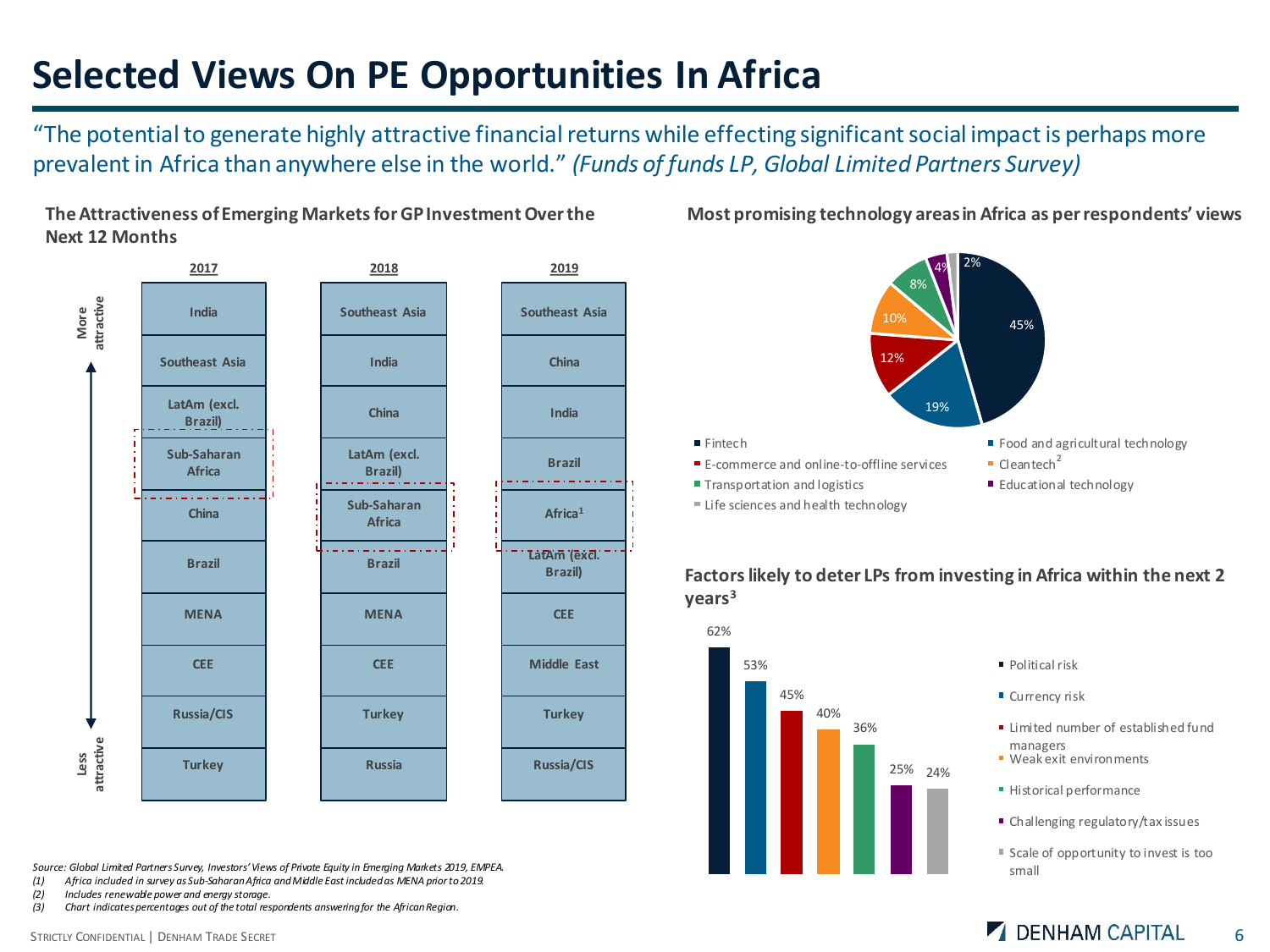# Selected Views On PE Opportunities In Africa

"The potential to generate highly attractive financial returns while effecting significant social impact is perhaps more prevalent in Africa than anywhere else in the world." *(Funds of funds LP, Global Limited Partners Survey)*

**The Attractiveness of Emerging Markets for GP Investment Over the Next 12 Months**

| | 2017 | 2018 | 2019 |
|---|---|---|---|
| More attractive | India | Southeast Asia | Southeast Asia |
| | Southeast Asia | India | China |
| | LatAm (excl. Brazil) | China | India |
| | Sub-Saharan Africa | LatAm (excl. Brazil) | Brazil |
| | China | Sub-Saharan Africa | Africa[1] |
| | Brazil | Brazil | LatAm (excl. Brazil) |
| | MENA | MENA | CEE |
| | CEE | CEE | Middle East |
| | Russia/CIS | Turkey | Turkey |
| Less attractive | Turkey | Russia | Russia/CIS |

**Most promising technology areas in Africa as per respondents' views**

| Technology area | % |
|---|---|
| Fintech | 45% |
| Food and agricultural technology | 19% |
| E-commerce and online-to-offline services | 12% |
| Cleantech[2] | 10% |
| Transportation and logistics | 8% |
| Educational technology | 4% |
| Life sciences and health technology | 2% |

**Factors likely to deter LPs from investing in Africa within the next 2 years[3]**

| Factor | % |
|---|---|
| Political risk | 62% |
| Currency risk | 53% |
| Limited number of established fund managers | 45% |
| Weak exit environments | 40% |
| Historical performance | 36% |
| Challenging regulatory/tax issues | 25% |
| Scale of opportunity to invest is too small | 24% |

*Source: Global Limited Partners Survey, Investors' Views of Private Equity in Emerging Markets 2019, EMPEA.*

*(1) Africa included in survey as Sub-Saharan Africa and Middle East included as MENA prior to 2019.*

*(2) Includes renewable power and energy storage.*

*(3) Chart indicates percentages out of the total respondents answering for the African Region.*

STRICTLY CONFIDENTIAL | DENHAM TRADE SECRET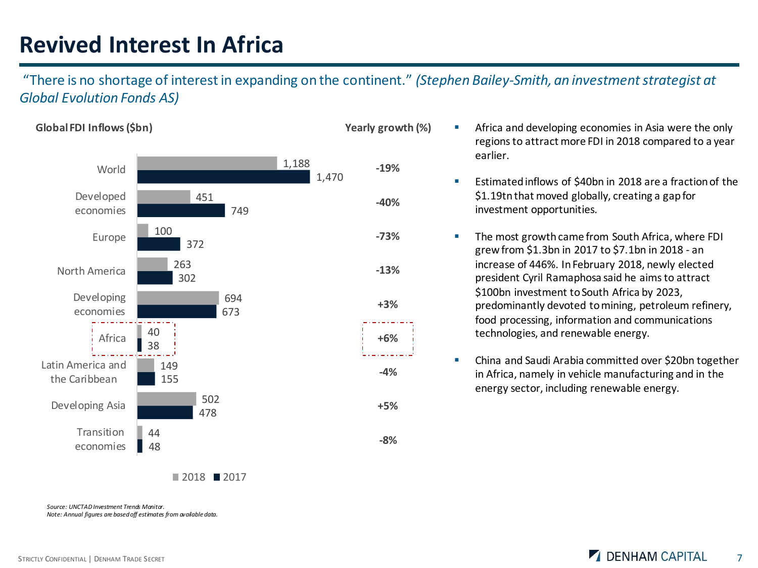# Revived Interest In Africa

"There is no shortage of interest in expanding on the continent." *(Stephen Bailey-Smith, an investment strategist at Global Evolution Fonds AS)*

**Global FDI Inflows ($bn)**

| Region | 2018 | 2017 | Yearly growth (%) |
|---|---|---|---|
| World | 1,188 | 1,470 | -19% |
| Developed economies | 451 | 749 | -40% |
| Europe | 100 | 372 | -73% |
| North America | 263 | 302 | -13% |
| Developing economies | 694 | 673 | +3% |
| Africa | 40 | 38 | +6% |
| Latin America and the Caribbean | 149 | 155 | -4% |
| Developing Asia | 502 | 478 | +5% |
| Transition economies | 44 | 48 | -8% |

- Africa and developing economies in Asia were the only regions to attract more FDI in 2018 compared to a year earlier.
- Estimated inflows of $40bn in 2018 are a fraction of the $1.19tn that moved globally, creating a gap for investment opportunities.
- The most growth came from South Africa, where FDI grew from $1.3bn in 2017 to $7.1bn in 2018 - an increase of 446%. In February 2018, newly elected president Cyril Ramaphosa said he aims to attract $100bn investment to South Africa by 2023, predominantly devoted to mining, petroleum refinery, food processing, information and communications technologies, and renewable energy.
- China and Saudi Arabia committed over $20bn together in Africa, namely in vehicle manufacturing and in the energy sector, including renewable energy.

*Source: UNCTAD Investment Trends Monitor.*
*Note: Annual figures are based off estimates from available data.*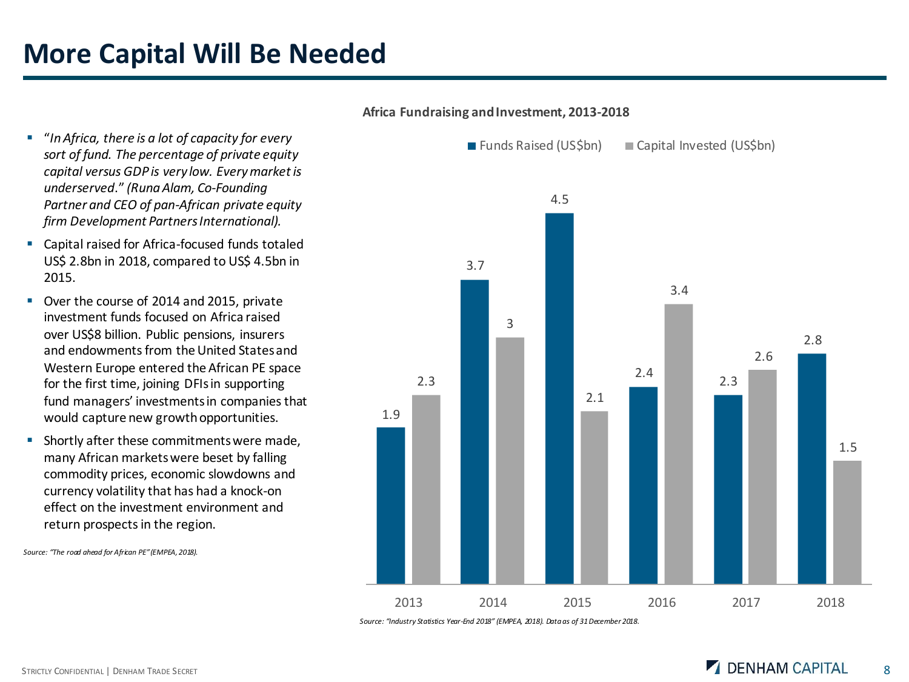# More Capital Will Be Needed

- "*In Africa, there is a lot of capacity for every sort of fund. The percentage of private equity capital versus GDP is very low. Every market is underserved*." *(Runa Alam, Co-Founding Partner and CEO of pan-African private equity firm Development Partners International).*
- Capital raised for Africa-focused funds totaled US$ 2.8bn in 2018, compared to US$ 4.5bn in 2015.
- Over the course of 2014 and 2015, private investment funds focused on Africa raised over US$8 billion. Public pensions, insurers and endowments from the United States and Western Europe entered the African PE space for the first time, joining DFIs in supporting fund managers' investments in companies that would capture new growth opportunities.
- Shortly after these commitments were made, many African markets were beset by falling commodity prices, economic slowdowns and currency volatility that has had a knock-on effect on the investment environment and return prospects in the region.

*Source: "The road ahead for African PE" (EMPEA, 2018).*

**Africa Fundraising and Investment, 2013-2018**

| Year | Funds Raised (US$bn) | Capital Invested (US$bn) |
|---|---|---|
| 2013 | 1.9 | 2.3 |
| 2014 | 3.7 | 3 |
| 2015 | 4.5 | 2.1 |
| 2016 | 2.4 | 3.4 |
| 2017 | 2.3 | 2.6 |
| 2018 | 2.8 | 1.5 |

*Source: "Industry Statistics Year-End 2018" (EMPEA, 2018). Data as of 31 December 2018.*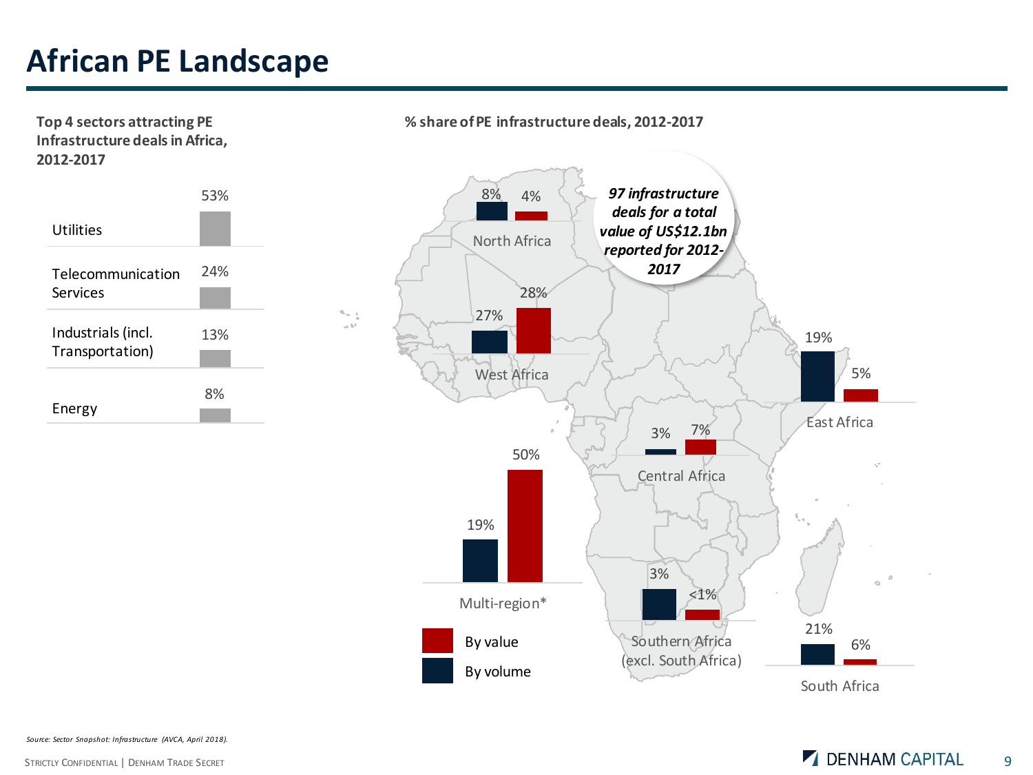# African PE Landscape

**Top 4 sectors attracting PE Infrastructure deals in Africa, 2012-2017**

| Sector | Share |
| --- | --- |
| Utilities | 53% |
| Telecommunication Services | 24% |
| Industrials (incl. Transportation) | 13% |
| Energy | 8% |

**% share of PE infrastructure deals, 2012-2017**

*97 infrastructure deals for a total value of US$12.1bn reported for 2012-2017*

| Region | By volume | By value |
| --- | --- | --- |
| North Africa | 8% | 4% |
| West Africa | 27% | 28% |
| East Africa | 19% | 5% |
| Central Africa | 3% | 7% |
| Multi-region* | 19% | 50% |
| Southern Africa (excl. South Africa) | 3% | <1% |
| South Africa | 21% | 6% |

*Source: Sector Snapshot: Infrastructure (AVCA, April 2018).*

STRICTLY CONFIDENTIAL | DENHAM TRADE SECRET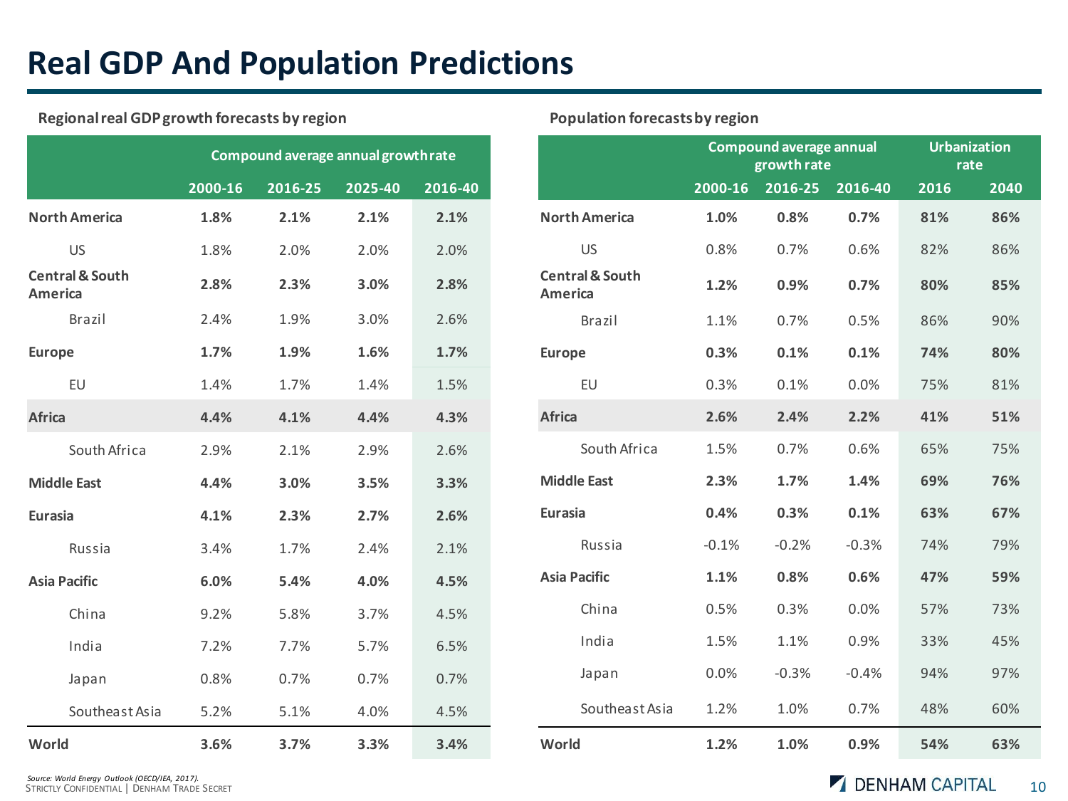# Real GDP And Population Predictions

**Regional real GDP growth forecasts by region**

| | Compound average annual growth rate | | | |
|---|---|---|---|---|
| | 2000-16 | 2016-25 | 2025-40 | 2016-40 |
| **North America** | **1.8%** | **2.1%** | **2.1%** | **2.1%** |
| US | 1.8% | 2.0% | 2.0% | 2.0% |
| **Central & South America** | **2.8%** | **2.3%** | **3.0%** | **2.8%** |
| Brazil | 2.4% | 1.9% | 3.0% | 2.6% |
| **Europe** | **1.7%** | **1.9%** | **1.6%** | **1.7%** |
| EU | 1.4% | 1.7% | 1.4% | 1.5% |
| **Africa** | **4.4%** | **4.1%** | **4.4%** | **4.3%** |
| South Africa | 2.9% | 2.1% | 2.9% | 2.6% |
| **Middle East** | **4.4%** | **3.0%** | **3.5%** | **3.3%** |
| **Eurasia** | **4.1%** | **2.3%** | **2.7%** | **2.6%** |
| Russia | 3.4% | 1.7% | 2.4% | 2.1% |
| **Asia Pacific** | **6.0%** | **5.4%** | **4.0%** | **4.5%** |
| China | 9.2% | 5.8% | 3.7% | 4.5% |
| India | 7.2% | 7.7% | 5.7% | 6.5% |
| Japan | 0.8% | 0.7% | 0.7% | 0.7% |
| Southeast Asia | 5.2% | 5.1% | 4.0% | 4.5% |
| **World** | **3.6%** | **3.7%** | **3.3%** | **3.4%** |

**Population forecasts by region**

| | Compound average annual growth rate | | | Urbanization rate | |
|---|---|---|---|---|---|
| | 2000-16 | 2016-25 | 2016-40 | 2016 | 2040 |
| **North America** | **1.0%** | **0.8%** | **0.7%** | **81%** | **86%** |
| US | 0.8% | 0.7% | 0.6% | 82% | 86% |
| **Central & South America** | **1.2%** | **0.9%** | **0.7%** | **80%** | **85%** |
| Brazil | 1.1% | 0.7% | 0.5% | 86% | 90% |
| **Europe** | **0.3%** | **0.1%** | **0.1%** | **74%** | **80%** |
| EU | 0.3% | 0.1% | 0.0% | 75% | 81% |
| **Africa** | **2.6%** | **2.4%** | **2.2%** | **41%** | **51%** |
| South Africa | 1.5% | 0.7% | 0.6% | 65% | 75% |
| **Middle East** | **2.3%** | **1.7%** | **1.4%** | **69%** | **76%** |
| **Eurasia** | **0.4%** | **0.3%** | **0.1%** | **63%** | **67%** |
| Russia | -0.1% | -0.2% | -0.3% | 74% | 79% |
| **Asia Pacific** | **1.1%** | **0.8%** | **0.6%** | **47%** | **59%** |
| China | 0.5% | 0.3% | 0.0% | 57% | 73% |
| India | 1.5% | 1.1% | 0.9% | 33% | 45% |
| Japan | 0.0% | -0.3% | -0.4% | 94% | 97% |
| Southeast Asia | 1.2% | 1.0% | 0.7% | 48% | 60% |
| **World** | **1.2%** | **1.0%** | **0.9%** | **54%** | **63%** |

*Source: World Energy Outlook (OECD/IEA, 2017).*

STRICTLY CONFIDENTIAL | DENHAM TRADE SECRET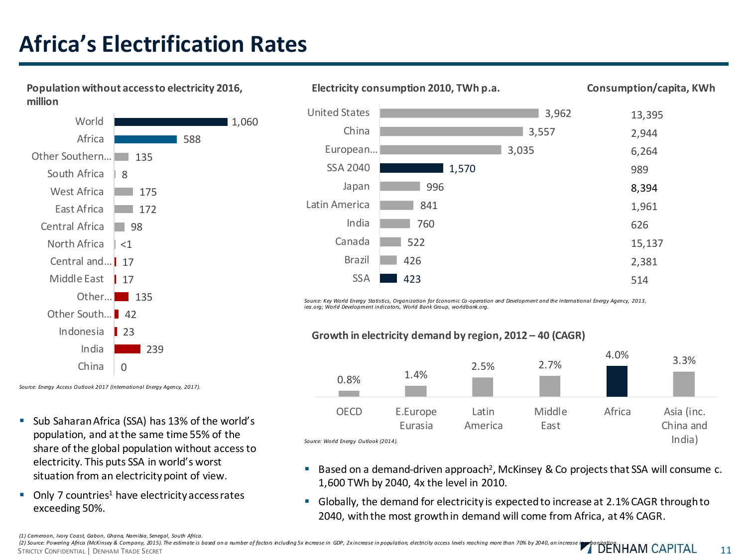# Africa's Electrification Rates

**Population without access to electricity 2016, million**

| Region | Population (million) |
|---|---|
| World | 1,060 |
| Africa | 588 |
| Other Southern… | 135 |
| South Africa | 8 |
| West Africa | 175 |
| East Africa | 172 |
| Central Africa | 98 |
| North Africa | <1 |
| Central and… | 17 |
| Middle East | 17 |
| Other… | 135 |
| Other South… | 42 |
| Indonesia | 23 |
| India | 239 |
| China | 0 |

*Source: Energy Access Outlook 2017 (International Energy Agency, 2017).*

**Electricity consumption 2010, TWh p.a.** / **Consumption/capita, KWh**

| Region | Electricity consumption 2010, TWh p.a. | Consumption/capita, KWh |
|---|---|---|
| United States | 3,962 | 13,395 |
| China | 3,557 | 2,944 |
| European… | 3,035 | 6,264 |
| SSA 2040 | 1,570 | 989 |
| Japan | 996 | 8,394 |
| Latin America | 841 | 1,961 |
| India | 760 | 626 |
| Canada | 522 | 15,137 |
| Brazil | 426 | 2,381 |
| SSA | 423 | 514 |

*Source: Key World Energy Statistics, Organization for Economic Co-operation and Development and the International Energy Agency, 2013, iea.org; World Development indicators, World Bank Group, worldbank.org.*

**Growth in electricity demand by region, 2012 – 40 (CAGR)**

| OECD | E.Europe Eurasia | Latin America | Middle East | Africa | Asia (inc. China and India) |
|---|---|---|---|---|---|
| 0.8% | 1.4% | 2.5% | 2.7% | 4.0% | 3.3% |

*Source: World Energy Outlook (2014).*

- Sub Saharan Africa (SSA) has 13% of the world's population, and at the same time 55% of the share of the global population without access to electricity. This puts SSA in world's worst situation from an electricity point of view.
- Only 7 countries[1] have electricity access rates exceeding 50%.

- Based on a demand-driven approach[2], McKinsey & Co projects that SSA will consume c. 1,600 TWh by 2040, 4x the level in 2010.
- Globally, the demand for electricity is expected to increase at 2.1% CAGR through to 2040, with the most growth in demand will come from Africa, at 4% CAGR.

*(1) Cameroon, Ivory Coast, Gabon, Ghana, Namibia, Senegal, South Africa.*
*(2) Source: Powering Africa (McKinsey & Company, 2015). The estimate is based on a number of factors including 5x increase in GDP, 2x increase in population, electricity access levels reaching more than 70% by 2040, an increase in urbanization.*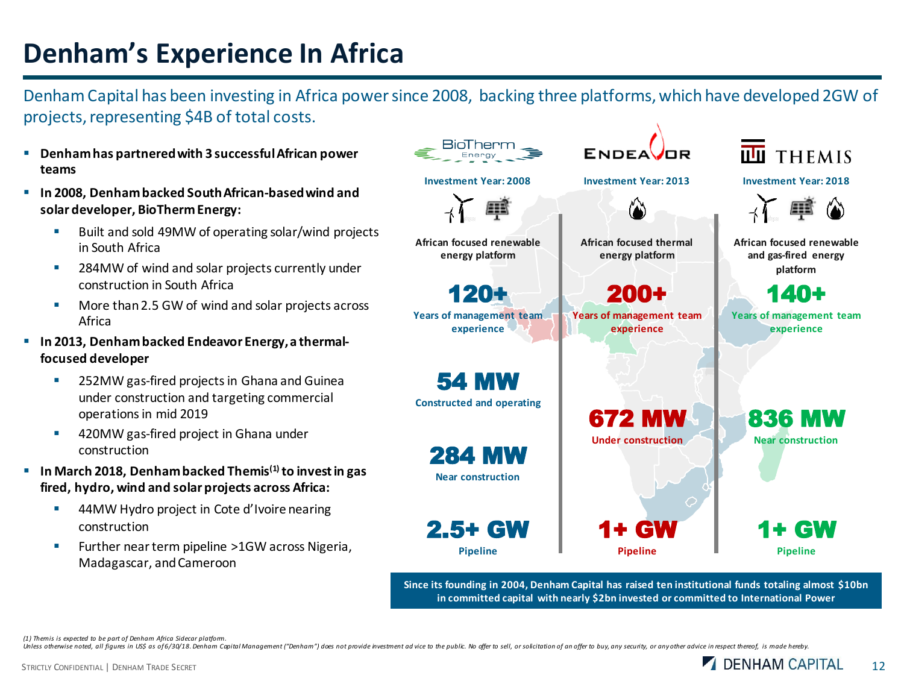# Denham's Experience In Africa

Denham Capital has been investing in Africa power since 2008, backing three platforms, which have developed 2GW of projects, representing $4B of total costs.

- **Denham has partnered with 3 successful African power teams**
- **In 2008, Denham backed South African-based wind and solar developer, BioTherm Energy:**
  - Built and sold 49MW of operating solar/wind projects in South Africa
  - 284MW of wind and solar projects currently under construction in South Africa
  - More than 2.5 GW of wind and solar projects across Africa
- **In 2013, Denham backed Endeavor Energy, a thermal-focused developer**
  - 252MW gas-fired projects in Ghana and Guinea under construction and targeting commercial operations in mid 2019
  - 420MW gas-fired project in Ghana under construction
- **In March 2018, Denham backed Themis[1] to invest in gas fired, hydro, wind and solar projects across Africa:**
  - 44MW Hydro project in Cote d'Ivoire nearing construction
  - Further near term pipeline >1GW across Nigeria, Madagascar, and Cameroon

| BioTherm Energy | ENDEAVOR | THEMIS |
| --- | --- | --- |
| Investment Year: 2008 | Investment Year: 2013 | Investment Year: 2018 |
| African focused renewable energy platform | African focused thermal energy platform | African focused renewable and gas-fired energy platform |
| **120+** Years of management team experience | **200+** Years of management team experience | **140+** Years of management team experience |
| **54 MW** Constructed and operating | | |
| **284 MW** Near construction | **672 MW** Under construction | **836 MW** Near construction |
| **2.5+ GW** Pipeline | **1+ GW** Pipeline | **1+ GW** Pipeline |

**Since its founding in 2004, Denham Capital has raised ten institutional funds totaling almost $10bn in committed capital with nearly $2bn invested or committed to International Power**

*(1) Themis is expected to be part of Denham Africa Sidecar platform.*

*Unless otherwise noted, all figures in US$ as of 6/30/18. Denham Capital Management ("Denham") does not provide investment advice to the public. No offer to sell, or solicitation of an offer to buy, any security, or any other advice in respect thereof, is made hereby.*

STRICTLY CONFIDENTIAL | DENHAM TRADE SECRET